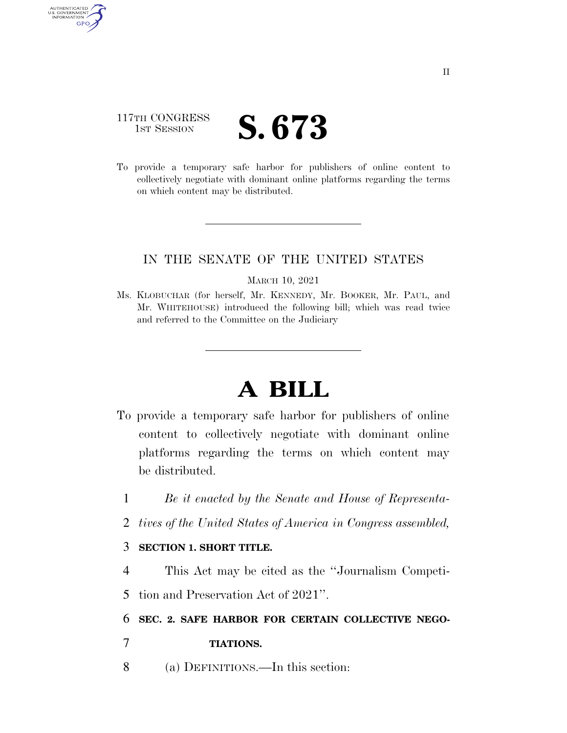117TH CONGRESS
1ST SESSION

# S. 673

To provide a temporary safe harbor for publishers of online content to collectively negotiate with dominant online platforms regarding the terms on which content may be distributed.

---

IN THE SENATE OF THE UNITED STATES

MARCH 10, 2021

Ms. KLOBUCHAR (for herself, Mr. KENNEDY, Mr. BOOKER, Mr. PAUL, and Mr. WHITEHOUSE) introduced the following bill; which was read twice and referred to the Committee on the Judiciary

---

# A BILL

To provide a temporary safe harbor for publishers of online content to collectively negotiate with dominant online platforms regarding the terms on which content may be distributed.

*Be it enacted by the Senate and House of Representatives of the United States of America in Congress assembled,*

**SECTION 1. SHORT TITLE.**

This Act may be cited as the "Journalism Competition and Preservation Act of 2021".

**SEC. 2. SAFE HARBOR FOR CERTAIN COLLECTIVE NEGOTIATIONS.**

(a) DEFINITIONS.—In this section: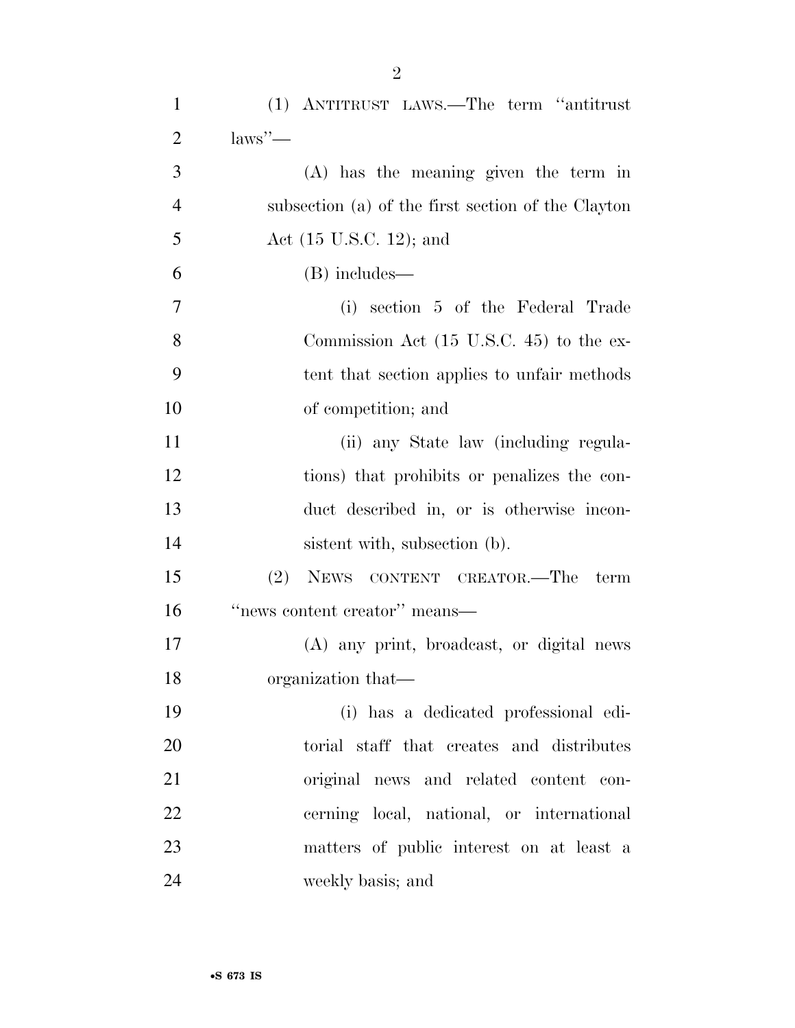(1) ANTITRUST LAWS.—The term ''antitrust laws''—

(A) has the meaning given the term in subsection (a) of the first section of the Clayton Act (15 U.S.C. 12); and

(B) includes—

(i) section 5 of the Federal Trade Commission Act (15 U.S.C. 45) to the extent that section applies to unfair methods of competition; and

(ii) any State law (including regulations) that prohibits or penalizes the conduct described in, or is otherwise inconsistent with, subsection (b).

(2) NEWS CONTENT CREATOR.—The term ''news content creator'' means—

(A) any print, broadcast, or digital news organization that—

(i) has a dedicated professional editorial staff that creates and distributes original news and related content concerning local, national, or international matters of public interest on at least a weekly basis; and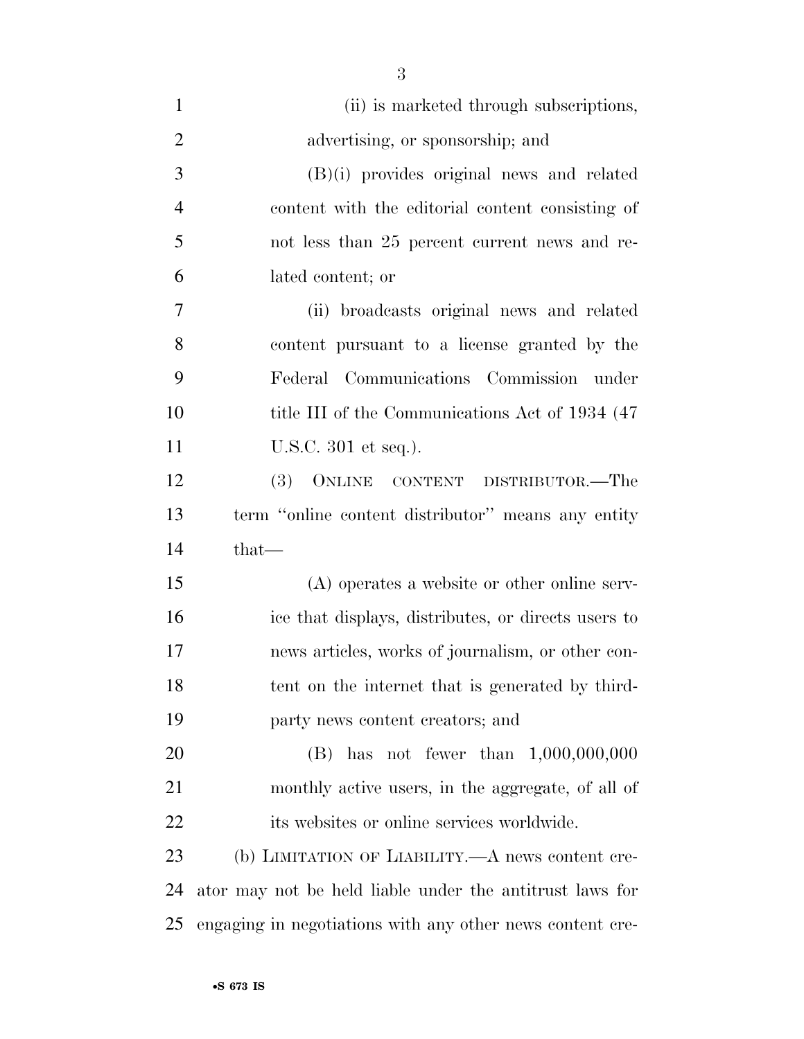(ii) is marketed through subscriptions, advertising, or sponsorship; and

(B)(i) provides original news and related content with the editorial content consisting of not less than 25 percent current news and related content; or

(ii) broadcasts original news and related content pursuant to a license granted by the Federal Communications Commission under title III of the Communications Act of 1934 (47 U.S.C. 301 et seq.).

(3) ONLINE CONTENT DISTRIBUTOR.—The term ''online content distributor'' means any entity that—

(A) operates a website or other online service that displays, distributes, or directs users to news articles, works of journalism, or other content on the internet that is generated by third-party news content creators; and

(B) has not fewer than 1,000,000,000 monthly active users, in the aggregate, of all of its websites or online services worldwide.

(b) LIMITATION OF LIABILITY.—A news content creator may not be held liable under the antitrust laws for engaging in negotiations with any other news content cre-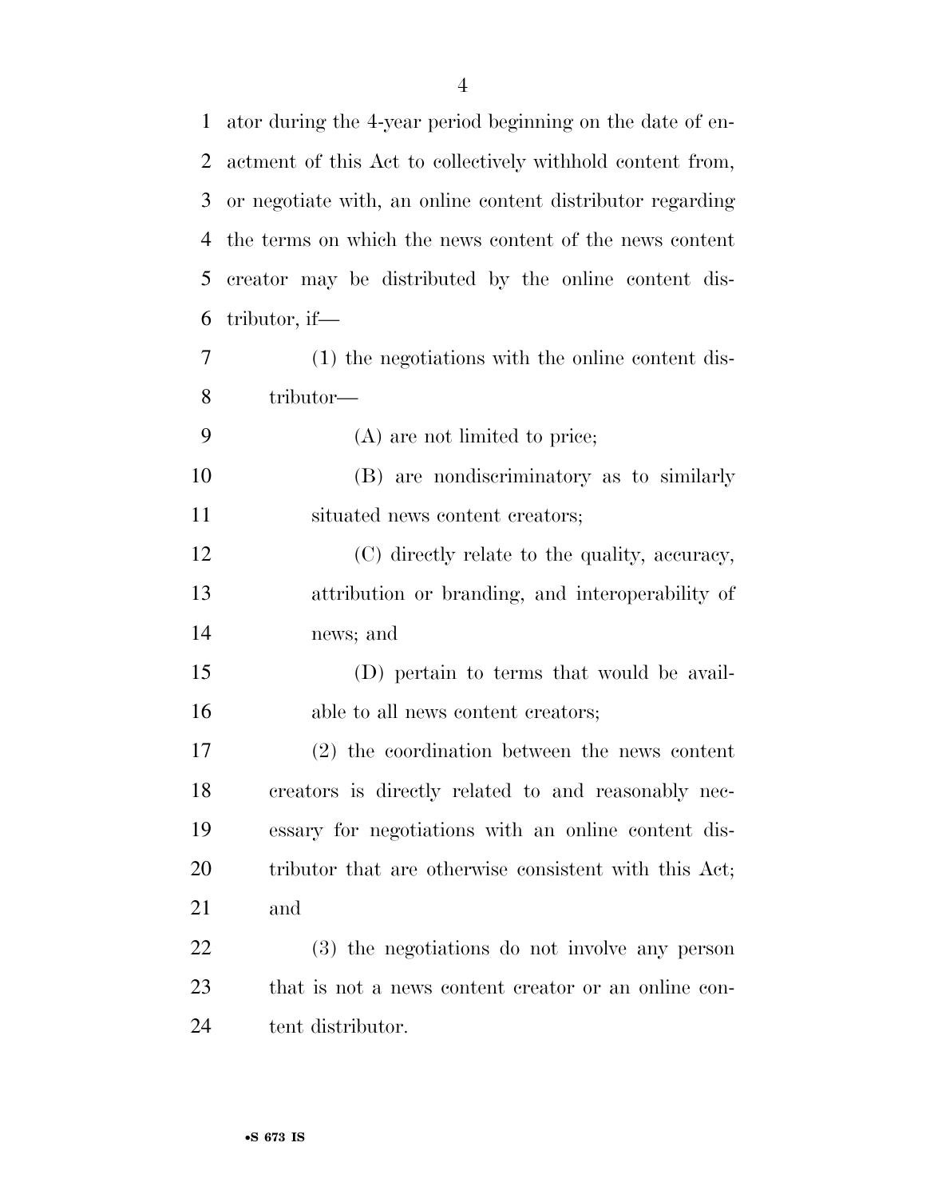ator during the 4-year period beginning on the date of enactment of this Act to collectively withhold content from, or negotiate with, an online content distributor regarding the terms on which the news content of the news content creator may be distributed by the online content distributor, if—

(1) the negotiations with the online content distributor—

(A) are not limited to price;

(B) are nondiscriminatory as to similarly situated news content creators;

(C) directly relate to the quality, accuracy, attribution or branding, and interoperability of news; and

(D) pertain to terms that would be available to all news content creators;

(2) the coordination between the news content creators is directly related to and reasonably necessary for negotiations with an online content distributor that are otherwise consistent with this Act; and

(3) the negotiations do not involve any person that is not a news content creator or an online content distributor.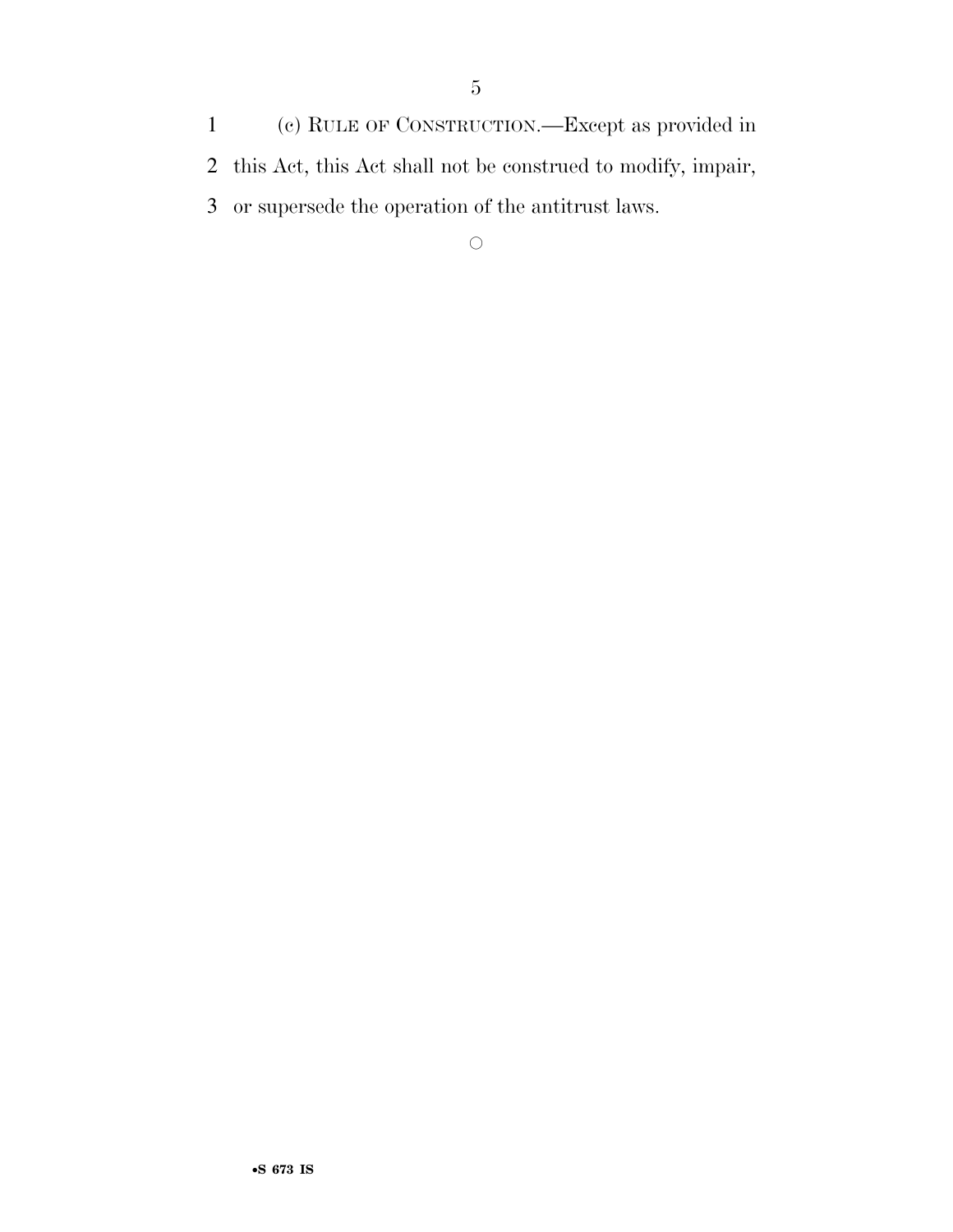(c) RULE OF CONSTRUCTION.—Except as provided in this Act, this Act shall not be construed to modify, impair, or supersede the operation of the antitrust laws.